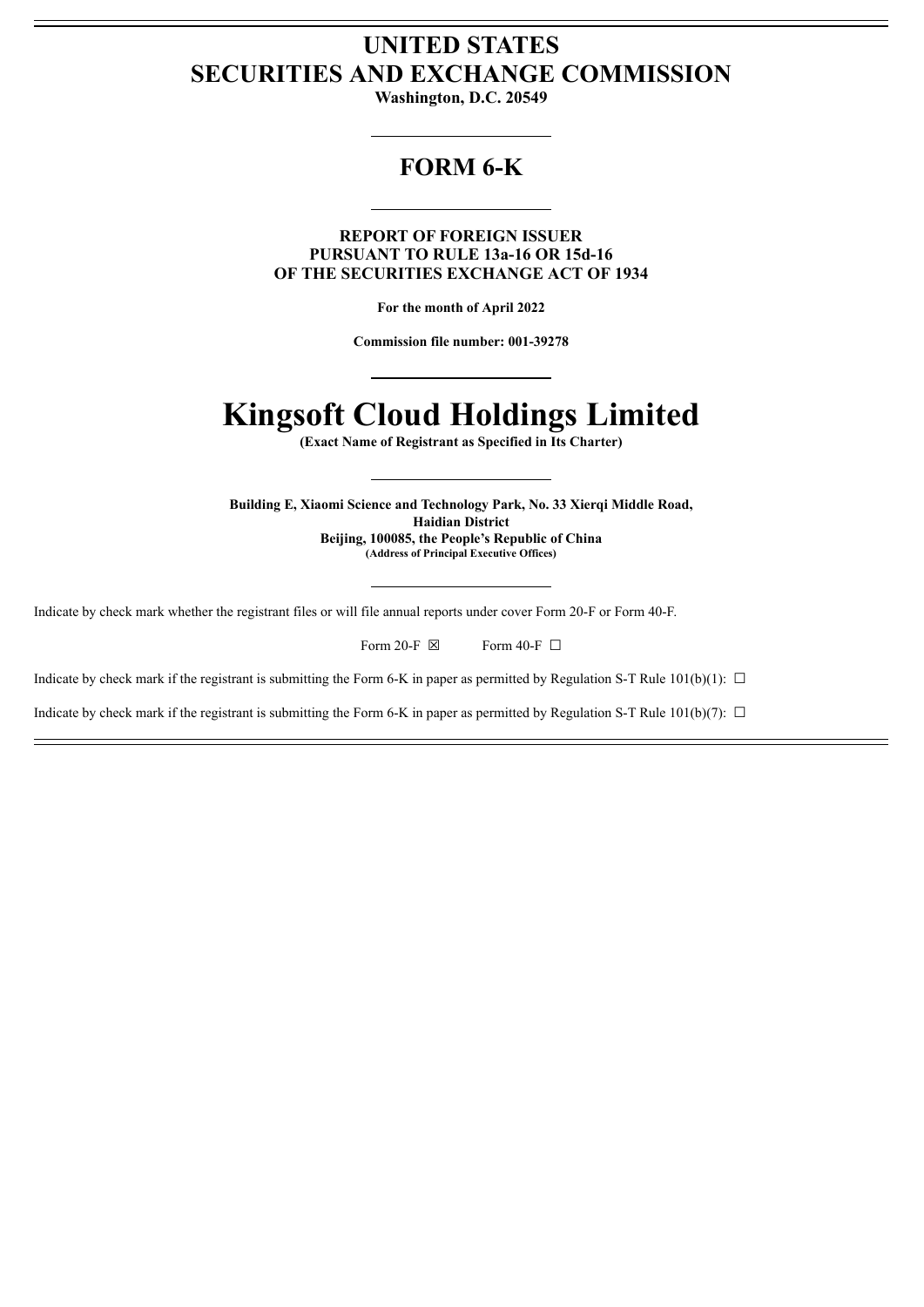# UNITED STATES
# SECURITIES AND EXCHANGE COMMISSION

**Washington, D.C. 20549**

## FORM 6-K

**REPORT OF FOREIGN ISSUER**
**PURSUANT TO RULE 13a-16 OR 15d-16**
**OF THE SECURITIES EXCHANGE ACT OF 1934**

**For the month of April 2022**

**Commission file number: 001-39278**

# Kingsoft Cloud Holdings Limited

**(Exact Name of Registrant as Specified in Its Charter)**

**Building E, Xiaomi Science and Technology Park, No. 33 Xierqi Middle Road,**
**Haidian District**
**Beijing, 100085, the People's Republic of China**
**(Address of Principal Executive Offices)**

Indicate by check mark whether the registrant files or will file annual reports under cover Form 20-F or Form 40-F.

Form 20-F ☒ Form 40-F ☐

Indicate by check mark if the registrant is submitting the Form 6-K in paper as permitted by Regulation S-T Rule 101(b)(1): ☐

Indicate by check mark if the registrant is submitting the Form 6-K in paper as permitted by Regulation S-T Rule 101(b)(7): ☐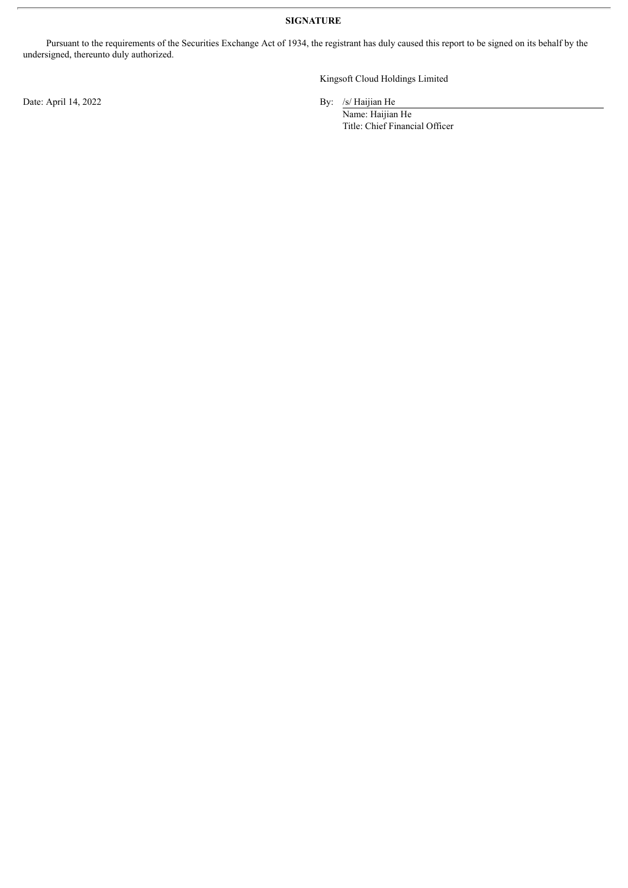**SIGNATURE**

Pursuant to the requirements of the Securities Exchange Act of 1934, the registrant has duly caused this report to be signed on its behalf by the undersigned, thereunto duly authorized.

Kingsoft Cloud Holdings Limited

Date: April 14, 2022

By: /s/ Haijian He

Name: Haijian He

Title: Chief Financial Officer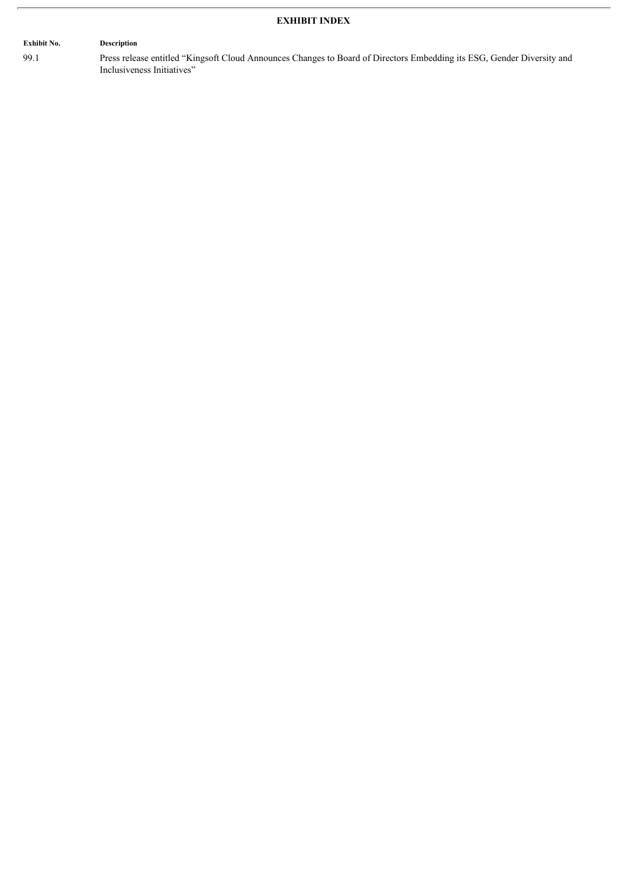## EXHIBIT INDEX

| Exhibit No. | Description |
| --- | --- |
| 99.1 | Press release entitled "Kingsoft Cloud Announces Changes to Board of Directors Embedding its ESG, Gender Diversity and Inclusiveness Initiatives" |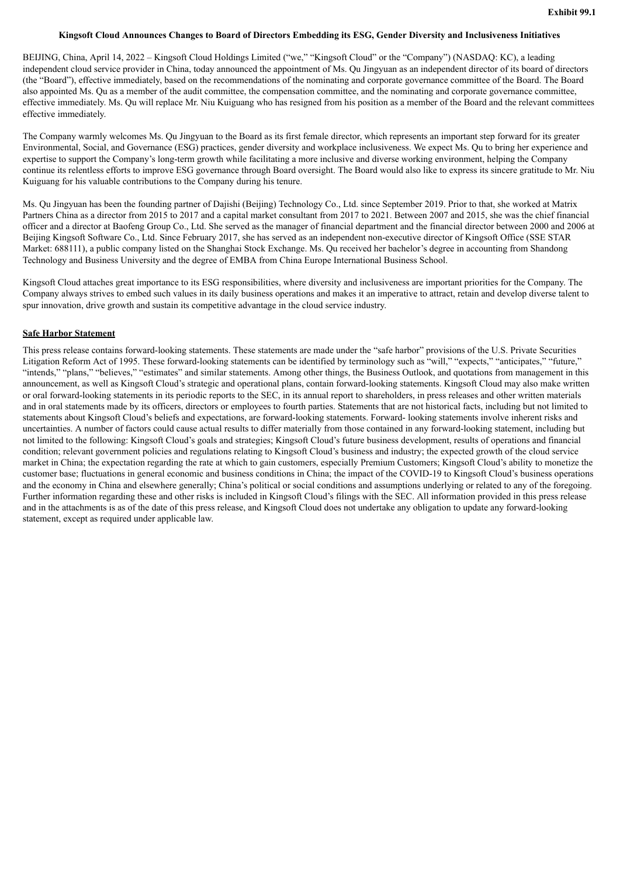Exhibit 99.1

**Kingsoft Cloud Announces Changes to Board of Directors Embedding its ESG, Gender Diversity and Inclusiveness Initiatives**

BEIJING, China, April 14, 2022 – Kingsoft Cloud Holdings Limited ("we," "Kingsoft Cloud" or the "Company") (NASDAQ: KC), a leading independent cloud service provider in China, today announced the appointment of Ms. Qu Jingyuan as an independent director of its board of directors (the "Board"), effective immediately, based on the recommendations of the nominating and corporate governance committee of the Board. The Board also appointed Ms. Qu as a member of the audit committee, the compensation committee, and the nominating and corporate governance committee, effective immediately. Ms. Qu will replace Mr. Niu Kuiguang who has resigned from his position as a member of the Board and the relevant committees effective immediately.

The Company warmly welcomes Ms. Qu Jingyuan to the Board as its first female director, which represents an important step forward for its greater Environmental, Social, and Governance (ESG) practices, gender diversity and workplace inclusiveness. We expect Ms. Qu to bring her experience and expertise to support the Company's long-term growth while facilitating a more inclusive and diverse working environment, helping the Company continue its relentless efforts to improve ESG governance through Board oversight. The Board would also like to express its sincere gratitude to Mr. Niu Kuiguang for his valuable contributions to the Company during his tenure.

Ms. Qu Jingyuan has been the founding partner of Dajishi (Beijing) Technology Co., Ltd. since September 2019. Prior to that, she worked at Matrix Partners China as a director from 2015 to 2017 and a capital market consultant from 2017 to 2021. Between 2007 and 2015, she was the chief financial officer and a director at Baofeng Group Co., Ltd. She served as the manager of financial department and the financial director between 2000 and 2006 at Beijing Kingsoft Software Co., Ltd. Since February 2017, she has served as an independent non-executive director of Kingsoft Office (SSE STAR Market: 688111), a public company listed on the Shanghai Stock Exchange. Ms. Qu received her bachelor's degree in accounting from Shandong Technology and Business University and the degree of EMBA from China Europe International Business School.

Kingsoft Cloud attaches great importance to its ESG responsibilities, where diversity and inclusiveness are important priorities for the Company. The Company always strives to embed such values in its daily business operations and makes it an imperative to attract, retain and develop diverse talent to spur innovation, drive growth and sustain its competitive advantage in the cloud service industry.

**Safe Harbor Statement**

This press release contains forward-looking statements. These statements are made under the "safe harbor" provisions of the U.S. Private Securities Litigation Reform Act of 1995. These forward-looking statements can be identified by terminology such as "will," "expects," "anticipates," "future," "intends," "plans," "believes," "estimates" and similar statements. Among other things, the Business Outlook, and quotations from management in this announcement, as well as Kingsoft Cloud's strategic and operational plans, contain forward-looking statements. Kingsoft Cloud may also make written or oral forward-looking statements in its periodic reports to the SEC, in its annual report to shareholders, in press releases and other written materials and in oral statements made by its officers, directors or employees to fourth parties. Statements that are not historical facts, including but not limited to statements about Kingsoft Cloud's beliefs and expectations, are forward-looking statements. Forward- looking statements involve inherent risks and uncertainties. A number of factors could cause actual results to differ materially from those contained in any forward-looking statement, including but not limited to the following: Kingsoft Cloud's goals and strategies; Kingsoft Cloud's future business development, results of operations and financial condition; relevant government policies and regulations relating to Kingsoft Cloud's business and industry; the expected growth of the cloud service market in China; the expectation regarding the rate at which to gain customers, especially Premium Customers; Kingsoft Cloud's ability to monetize the customer base; fluctuations in general economic and business conditions in China; the impact of the COVID-19 to Kingsoft Cloud's business operations and the economy in China and elsewhere generally; China's political or social conditions and assumptions underlying or related to any of the foregoing. Further information regarding these and other risks is included in Kingsoft Cloud's filings with the SEC. All information provided in this press release and in the attachments is as of the date of this press release, and Kingsoft Cloud does not undertake any obligation to update any forward-looking statement, except as required under applicable law.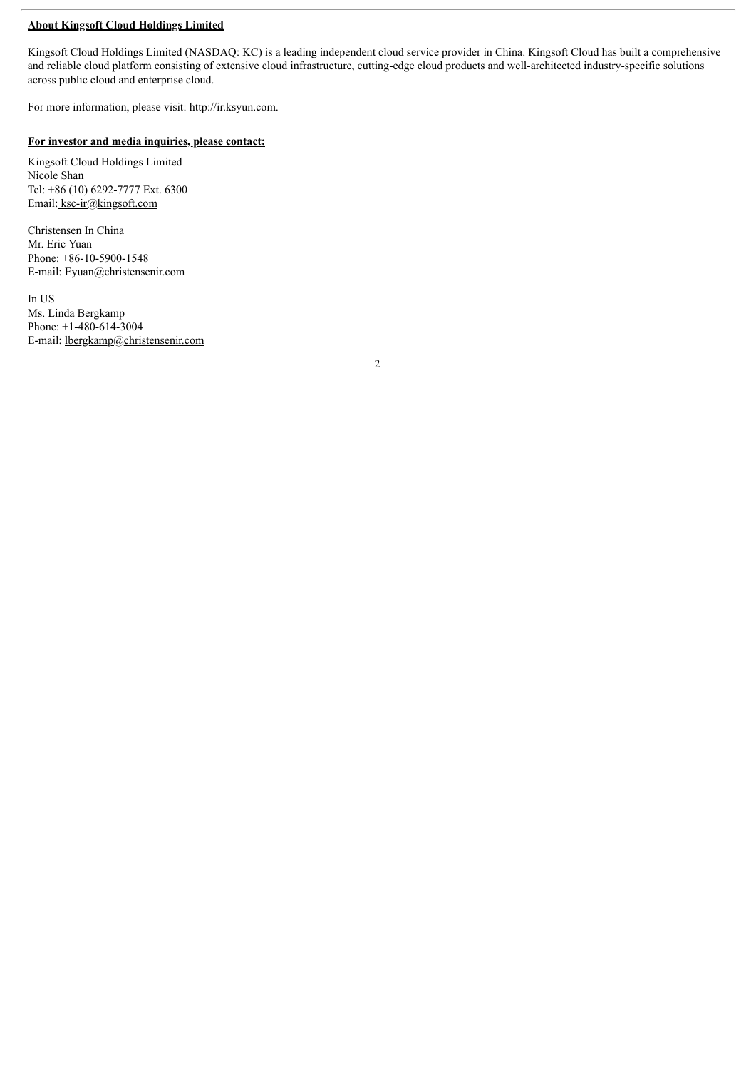**About Kingsoft Cloud Holdings Limited**

Kingsoft Cloud Holdings Limited (NASDAQ: KC) is a leading independent cloud service provider in China. Kingsoft Cloud has built a comprehensive and reliable cloud platform consisting of extensive cloud infrastructure, cutting-edge cloud products and well-architected industry-specific solutions across public cloud and enterprise cloud.

For more information, please visit: http://ir.ksyun.com.

**For investor and media inquiries, please contact:**

Kingsoft Cloud Holdings Limited
Nicole Shan
Tel: +86 (10) 6292-7777 Ext. 6300
Email: ksc-ir@kingsoft.com

Christensen In China
Mr. Eric Yuan
Phone: +86-10-5900-1548
E-mail: Eyuan@christensenir.com

In US
Ms. Linda Bergkamp
Phone: +1-480-614-3004
E-mail: lbergkamp@christensenir.com